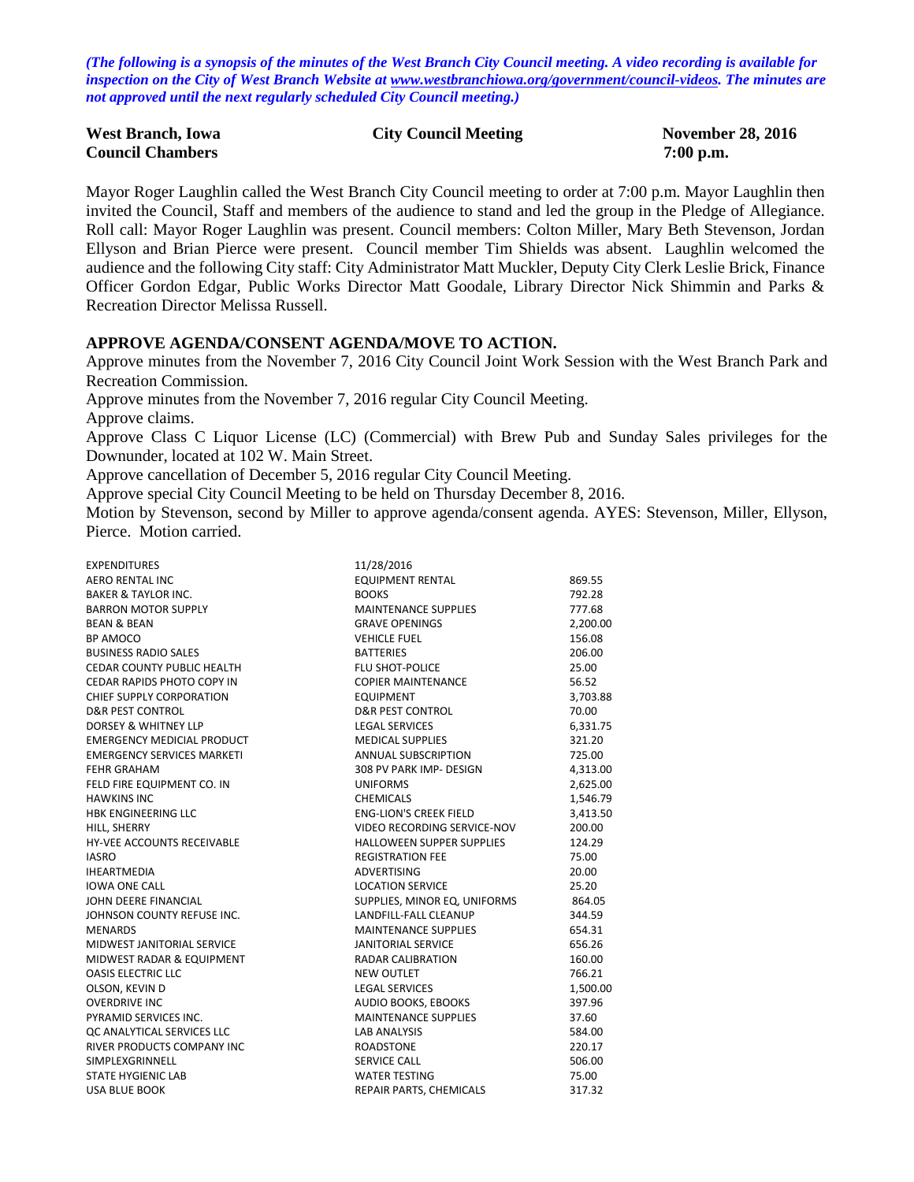*(The following is a synopsis of the minutes of the West Branch City Council meeting. A video recording is available for inspection on the City of West Branch Website at www.westbranchiowa.org/government/council-videos. The minutes are not approved until the next regularly scheduled City Council meeting.)*

**West Branch, Iowa** **City Council Meeting** **November 28, 2016**
**Council Chambers** **7:00 p.m.**

Mayor Roger Laughlin called the West Branch City Council meeting to order at 7:00 p.m. Mayor Laughlin then invited the Council, Staff and members of the audience to stand and led the group in the Pledge of Allegiance. Roll call: Mayor Roger Laughlin was present. Council members: Colton Miller, Mary Beth Stevenson, Jordan Ellyson and Brian Pierce were present. Council member Tim Shields was absent. Laughlin welcomed the audience and the following City staff: City Administrator Matt Muckler, Deputy City Clerk Leslie Brick, Finance Officer Gordon Edgar, Public Works Director Matt Goodale, Library Director Nick Shimmin and Parks & Recreation Director Melissa Russell.

**APPROVE AGENDA/CONSENT AGENDA/MOVE TO ACTION.**

Approve minutes from the November 7, 2016 City Council Joint Work Session with the West Branch Park and Recreation Commission.

Approve minutes from the November 7, 2016 regular City Council Meeting.

Approve claims.

Approve Class C Liquor License (LC) (Commercial) with Brew Pub and Sunday Sales privileges for the Downunder, located at 102 W. Main Street.

Approve cancellation of December 5, 2016 regular City Council Meeting.

Approve special City Council Meeting to be held on Thursday December 8, 2016.

Motion by Stevenson, second by Miller to approve agenda/consent agenda. AYES: Stevenson, Miller, Ellyson, Pierce. Motion carried.

| EXPENDITURES | 11/28/2016 | |
|---|---|---|
| AERO RENTAL INC | EQUIPMENT RENTAL | 869.55 |
| BAKER & TAYLOR INC. | BOOKS | 792.28 |
| BARRON MOTOR SUPPLY | MAINTENANCE SUPPLIES | 777.68 |
| BEAN & BEAN | GRAVE OPENINGS | 2,200.00 |
| BP AMOCO | VEHICLE FUEL | 156.08 |
| BUSINESS RADIO SALES | BATTERIES | 206.00 |
| CEDAR COUNTY PUBLIC HEALTH | FLU SHOT-POLICE | 25.00 |
| CEDAR RAPIDS PHOTO COPY IN | COPIER MAINTENANCE | 56.52 |
| CHIEF SUPPLY CORPORATION | EQUIPMENT | 3,703.88 |
| D&R PEST CONTROL | D&R PEST CONTROL | 70.00 |
| DORSEY & WHITNEY LLP | LEGAL SERVICES | 6,331.75 |
| EMERGENCY MEDICIAL PRODUCT | MEDICAL SUPPLIES | 321.20 |
| EMERGENCY SERVICES MARKETI | ANNUAL SUBSCRIPTION | 725.00 |
| FEHR GRAHAM | 308 PV PARK IMP- DESIGN | 4,313.00 |
| FELD FIRE EQUIPMENT CO. IN | UNIFORMS | 2,625.00 |
| HAWKINS INC | CHEMICALS | 1,546.79 |
| HBK ENGINEERING LLC | ENG-LION'S CREEK FIELD | 3,413.50 |
| HILL, SHERRY | VIDEO RECORDING SERVICE-NOV | 200.00 |
| HY-VEE ACCOUNTS RECEIVABLE | HALLOWEEN SUPPER SUPPLIES | 124.29 |
| IASRO | REGISTRATION FEE | 75.00 |
| IHEARTMEDIA | ADVERTISING | 20.00 |
| IOWA ONE CALL | LOCATION SERVICE | 25.20 |
| JOHN DEERE FINANCIAL | SUPPLIES, MINOR EQ, UNIFORMS | 864.05 |
| JOHNSON COUNTY REFUSE INC. | LANDFILL-FALL CLEANUP | 344.59 |
| MENARDS | MAINTENANCE SUPPLIES | 654.31 |
| MIDWEST JANITORIAL SERVICE | JANITORIAL SERVICE | 656.26 |
| MIDWEST RADAR & EQUIPMENT | RADAR CALIBRATION | 160.00 |
| OASIS ELECTRIC LLC | NEW OUTLET | 766.21 |
| OLSON, KEVIN D | LEGAL SERVICES | 1,500.00 |
| OVERDRIVE INC | AUDIO BOOKS, EBOOKS | 397.96 |
| PYRAMID SERVICES INC. | MAINTENANCE SUPPLIES | 37.60 |
| QC ANALYTICAL SERVICES LLC | LAB ANALYSIS | 584.00 |
| RIVER PRODUCTS COMPANY INC | ROADSTONE | 220.17 |
| SIMPLEXGRINNELL | SERVICE CALL | 506.00 |
| STATE HYGIENIC LAB | WATER TESTING | 75.00 |
| USA BLUE BOOK | REPAIR PARTS, CHEMICALS | 317.32 |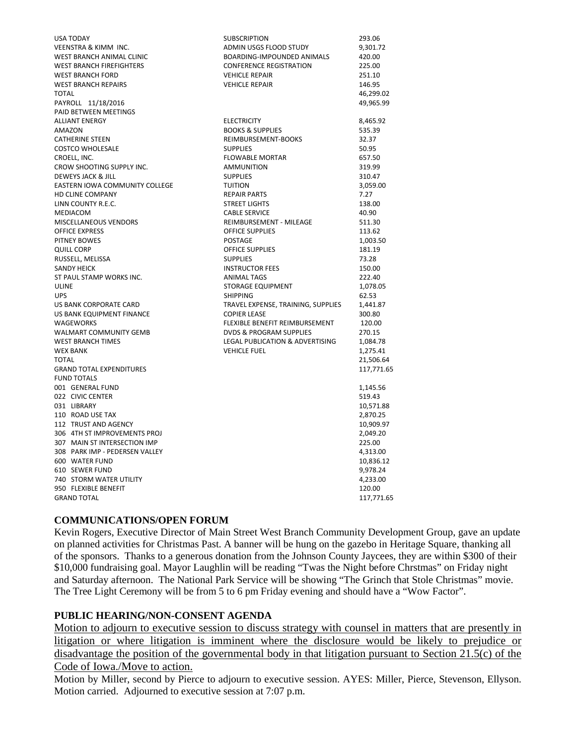| | | |
|---|---|---|
| USA TODAY | SUBSCRIPTION | 293.06 |
| VEENSTRA & KIMM INC. | ADMIN USGS FLOOD STUDY | 9,301.72 |
| WEST BRANCH ANIMAL CLINIC | BOARDING-IMPOUNDED ANIMALS | 420.00 |
| WEST BRANCH FIREFIGHTERS | CONFERENCE REGISTRATION | 225.00 |
| WEST BRANCH FORD | VEHICLE REPAIR | 251.10 |
| WEST BRANCH REPAIRS | VEHICLE REPAIR | 146.95 |
| TOTAL | | 46,299.02 |
| PAYROLL 11/18/2016 | | 49,965.99 |
| PAID BETWEEN MEETINGS | | |
| ALLIANT ENERGY | ELECTRICITY | 8,465.92 |
| AMAZON | BOOKS & SUPPLIES | 535.39 |
| CATHERINE STEEN | REIMBURSEMENT-BOOKS | 32.37 |
| COSTCO WHOLESALE | SUPPLIES | 50.95 |
| CROELL, INC. | FLOWABLE MORTAR | 657.50 |
| CROW SHOOTING SUPPLY INC. | AMMUNITION | 319.99 |
| DEWEYS JACK & JILL | SUPPLIES | 310.47 |
| EASTERN IOWA COMMUNITY COLLEGE | TUITION | 3,059.00 |
| HD CLINE COMPANY | REPAIR PARTS | 7.27 |
| LINN COUNTY R.E.C. | STREET LIGHTS | 138.00 |
| MEDIACOM | CABLE SERVICE | 40.90 |
| MISCELLANEOUS VENDORS | REIMBURSEMENT - MILEAGE | 511.30 |
| OFFICE EXPRESS | OFFICE SUPPLIES | 113.62 |
| PITNEY BOWES | POSTAGE | 1,003.50 |
| QUILL CORP | OFFICE SUPPLIES | 181.19 |
| RUSSELL, MELISSA | SUPPLIES | 73.28 |
| SANDY HEICK | INSTRUCTOR FEES | 150.00 |
| ST PAUL STAMP WORKS INC. | ANIMAL TAGS | 222.40 |
| ULINE | STORAGE EQUIPMENT | 1,078.05 |
| UPS | SHIPPING | 62.53 |
| US BANK CORPORATE CARD | TRAVEL EXPENSE, TRAINING, SUPPLIES | 1,441.87 |
| US BANK EQUIPMENT FINANCE | COPIER LEASE | 300.80 |
| WAGEWORKS | FLEXIBLE BENEFIT REIMBURSEMENT | 120.00 |
| WALMART COMMUNITY GEMB | DVDS & PROGRAM SUPPLIES | 270.15 |
| WEST BRANCH TIMES | LEGAL PUBLICATION & ADVERTISING | 1,084.78 |
| WEX BANK | VEHICLE FUEL | 1,275.41 |
| TOTAL | | 21,506.64 |
| GRAND TOTAL EXPENDITURES | | 117,771.65 |
| FUND TOTALS | | |
| 001 GENERAL FUND | | 1,145.56 |
| 022 CIVIC CENTER | | 519.43 |
| 031 LIBRARY | | 10,571.88 |
| 110 ROAD USE TAX | | 2,870.25 |
| 112 TRUST AND AGENCY | | 10,909.97 |
| 306 4TH ST IMPROVEMENTS PROJ | | 2,049.20 |
| 307 MAIN ST INTERSECTION IMP | | 225.00 |
| 308 PARK IMP - PEDERSEN VALLEY | | 4,313.00 |
| 600 WATER FUND | | 10,836.12 |
| 610 SEWER FUND | | 9,978.24 |
| 740 STORM WATER UTILITY | | 4,233.00 |
| 950 FLEXIBLE BENEFIT | | 120.00 |
| GRAND TOTAL | | 117,771.65 |

**COMMUNICATIONS/OPEN FORUM**

Kevin Rogers, Executive Director of Main Street West Branch Community Development Group, gave an update on planned activities for Christmas Past. A banner will be hung on the gazebo in Heritage Square, thanking all of the sponsors. Thanks to a generous donation from the Johnson County Jaycees, they are within $300 of their $10,000 fundraising goal. Mayor Laughlin will be reading "Twas the Night before Chrstmas" on Friday night and Saturday afternoon. The National Park Service will be showing "The Grinch that Stole Christmas" movie. The Tree Light Ceremony will be from 5 to 6 pm Friday evening and should have a "Wow Factor".

**PUBLIC HEARING/NON-CONSENT AGENDA**

<u>Motion to adjourn to executive session to discuss strategy with counsel in matters that are presently in litigation or where litigation is imminent where the disclosure would be likely to prejudice or disadvantage the position of the governmental body in that litigation pursuant to Section 21.5(c) of the Code of Iowa./Move to action.</u>

Motion by Miller, second by Pierce to adjourn to executive session. AYES: Miller, Pierce, Stevenson, Ellyson. Motion carried. Adjourned to executive session at 7:07 p.m.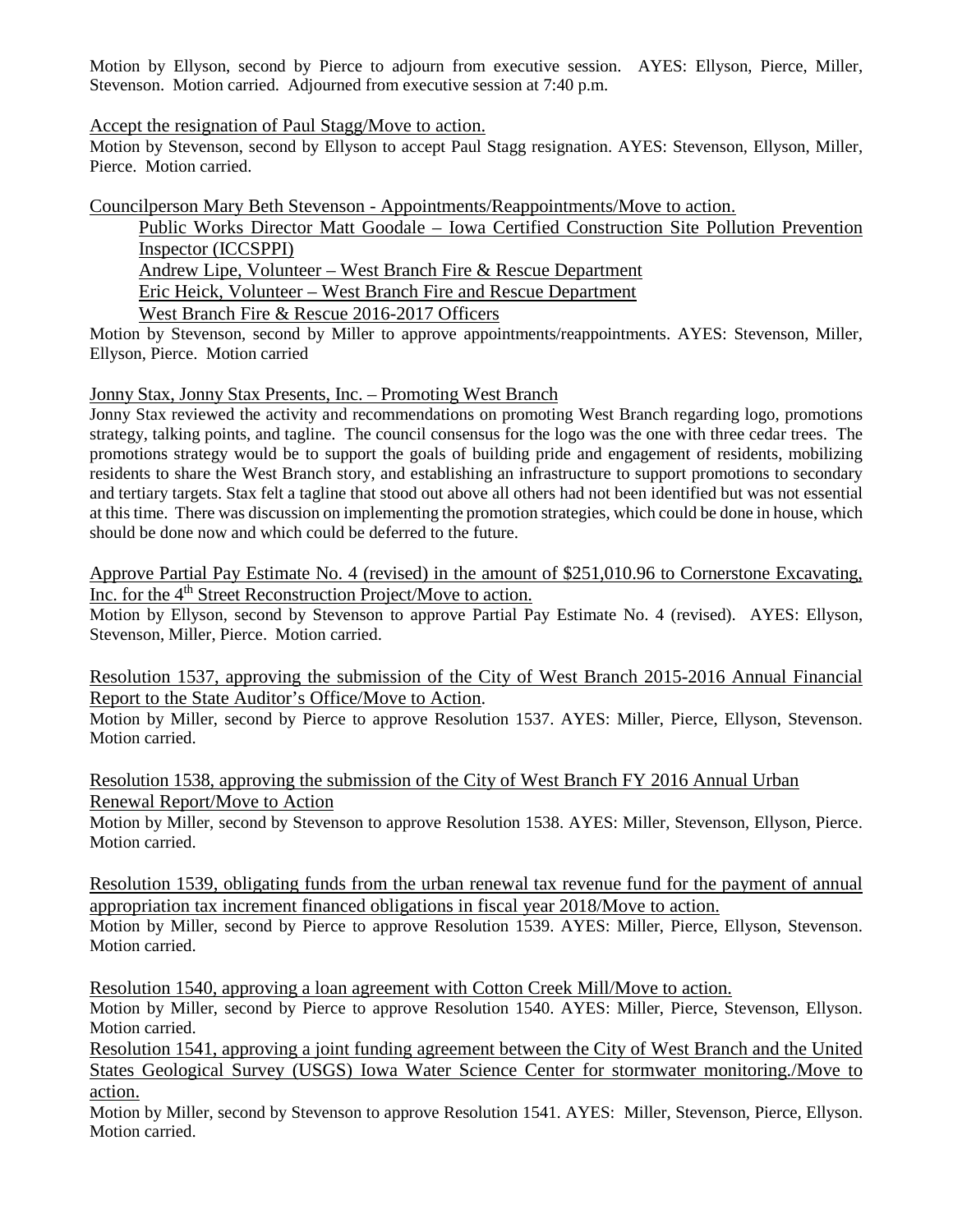Motion by Ellyson, second by Pierce to adjourn from executive session. AYES: Ellyson, Pierce, Miller, Stevenson. Motion carried. Adjourned from executive session at 7:40 p.m.

Accept the resignation of Paul Stagg/Move to action.

Motion by Stevenson, second by Ellyson to accept Paul Stagg resignation. AYES: Stevenson, Ellyson, Miller, Pierce. Motion carried.

Councilperson Mary Beth Stevenson - Appointments/Reappointments/Move to action.

Public Works Director Matt Goodale – Iowa Certified Construction Site Pollution Prevention Inspector (ICCSPPI)

Andrew Lipe, Volunteer – West Branch Fire & Rescue Department

Eric Heick, Volunteer – West Branch Fire and Rescue Department

West Branch Fire & Rescue 2016-2017 Officers

Motion by Stevenson, second by Miller to approve appointments/reappointments. AYES: Stevenson, Miller, Ellyson, Pierce. Motion carried

Jonny Stax, Jonny Stax Presents, Inc. – Promoting West Branch

Jonny Stax reviewed the activity and recommendations on promoting West Branch regarding logo, promotions strategy, talking points, and tagline. The council consensus for the logo was the one with three cedar trees. The promotions strategy would be to support the goals of building pride and engagement of residents, mobilizing residents to share the West Branch story, and establishing an infrastructure to support promotions to secondary and tertiary targets. Stax felt a tagline that stood out above all others had not been identified but was not essential at this time. There was discussion on implementing the promotion strategies, which could be done in house, which should be done now and which could be deferred to the future.

Approve Partial Pay Estimate No. 4 (revised) in the amount of $251,010.96 to Cornerstone Excavating, Inc. for the 4th Street Reconstruction Project/Move to action.

Motion by Ellyson, second by Stevenson to approve Partial Pay Estimate No. 4 (revised). AYES: Ellyson, Stevenson, Miller, Pierce. Motion carried.

Resolution 1537, approving the submission of the City of West Branch 2015-2016 Annual Financial Report to the State Auditor's Office/Move to Action.

Motion by Miller, second by Pierce to approve Resolution 1537. AYES: Miller, Pierce, Ellyson, Stevenson. Motion carried.

Resolution 1538, approving the submission of the City of West Branch FY 2016 Annual Urban Renewal Report/Move to Action

Motion by Miller, second by Stevenson to approve Resolution 1538. AYES: Miller, Stevenson, Ellyson, Pierce. Motion carried.

Resolution 1539, obligating funds from the urban renewal tax revenue fund for the payment of annual appropriation tax increment financed obligations in fiscal year 2018/Move to action.

Motion by Miller, second by Pierce to approve Resolution 1539. AYES: Miller, Pierce, Ellyson, Stevenson. Motion carried.

Resolution 1540, approving a loan agreement with Cotton Creek Mill/Move to action.

Motion by Miller, second by Pierce to approve Resolution 1540. AYES: Miller, Pierce, Stevenson, Ellyson. Motion carried.

Resolution 1541, approving a joint funding agreement between the City of West Branch and the United States Geological Survey (USGS) Iowa Water Science Center for stormwater monitoring./Move to action.

Motion by Miller, second by Stevenson to approve Resolution 1541. AYES: Miller, Stevenson, Pierce, Ellyson. Motion carried.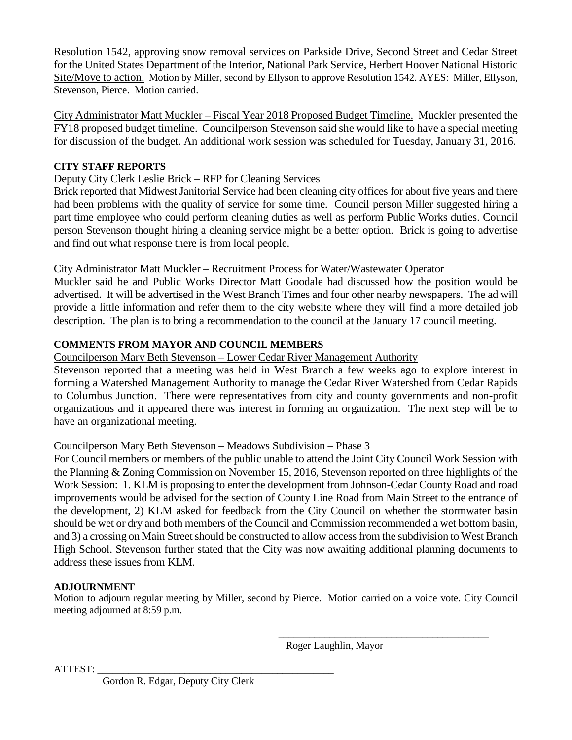Resolution 1542, approving snow removal services on Parkside Drive, Second Street and Cedar Street for the United States Department of the Interior, National Park Service, Herbert Hoover National Historic Site/Move to action. Motion by Miller, second by Ellyson to approve Resolution 1542. AYES: Miller, Ellyson, Stevenson, Pierce. Motion carried.

City Administrator Matt Muckler – Fiscal Year 2018 Proposed Budget Timeline. Muckler presented the FY18 proposed budget timeline. Councilperson Stevenson said she would like to have a special meeting for discussion of the budget. An additional work session was scheduled for Tuesday, January 31, 2016.

**CITY STAFF REPORTS**

Deputy City Clerk Leslie Brick – RFP for Cleaning Services

Brick reported that Midwest Janitorial Service had been cleaning city offices for about five years and there had been problems with the quality of service for some time. Council person Miller suggested hiring a part time employee who could perform cleaning duties as well as perform Public Works duties. Council person Stevenson thought hiring a cleaning service might be a better option. Brick is going to advertise and find out what response there is from local people.

City Administrator Matt Muckler – Recruitment Process for Water/Wastewater Operator

Muckler said he and Public Works Director Matt Goodale had discussed how the position would be advertised. It will be advertised in the West Branch Times and four other nearby newspapers. The ad will provide a little information and refer them to the city website where they will find a more detailed job description. The plan is to bring a recommendation to the council at the January 17 council meeting.

**COMMENTS FROM MAYOR AND COUNCIL MEMBERS**

Councilperson Mary Beth Stevenson – Lower Cedar River Management Authority

Stevenson reported that a meeting was held in West Branch a few weeks ago to explore interest in forming a Watershed Management Authority to manage the Cedar River Watershed from Cedar Rapids to Columbus Junction. There were representatives from city and county governments and non-profit organizations and it appeared there was interest in forming an organization. The next step will be to have an organizational meeting.

Councilperson Mary Beth Stevenson – Meadows Subdivision – Phase 3

For Council members or members of the public unable to attend the Joint City Council Work Session with the Planning & Zoning Commission on November 15, 2016, Stevenson reported on three highlights of the Work Session: 1. KLM is proposing to enter the development from Johnson-Cedar County Road and road improvements would be advised for the section of County Line Road from Main Street to the entrance of the development, 2) KLM asked for feedback from the City Council on whether the stormwater basin should be wet or dry and both members of the Council and Commission recommended a wet bottom basin, and 3) a crossing on Main Street should be constructed to allow access from the subdivision to West Branch High School. Stevenson further stated that the City was now awaiting additional planning documents to address these issues from KLM.

**ADJOURNMENT**

Motion to adjourn regular meeting by Miller, second by Pierce. Motion carried on a voice vote. City Council meeting adjourned at 8:59 p.m.

\_\_\_\_\_\_\_\_\_\_\_\_\_\_\_\_\_\_\_\_\_\_\_\_\_\_\_\_\_\_\_\_\_\_\_\_\_\_\_\_\_\_
Roger Laughlin, Mayor

ATTEST: \_\_\_\_\_\_\_\_\_\_\_\_\_\_\_\_\_\_\_\_\_\_\_\_\_\_\_\_\_\_\_\_\_\_\_\_\_\_\_\_\_\_\_\_\_\_
Gordon R. Edgar, Deputy City Clerk